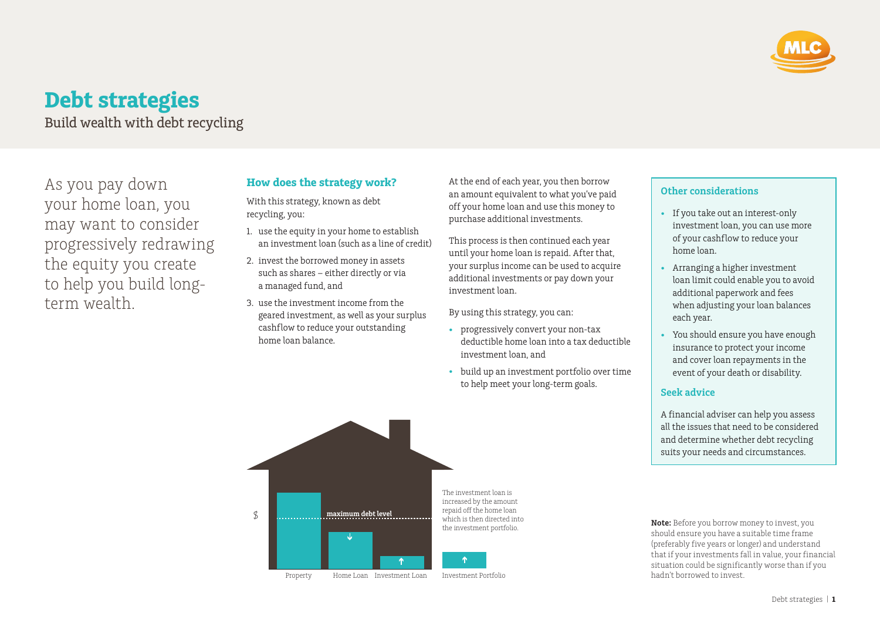// Debt strategies

# Debt strategies

Build wealth with debt recycling

As you pay down your home loan, you may want to consider progressively redrawing the equity you create to help you build long-term wealth.

## How does the strategy work?

With this strategy, known as debt recycling, you:

1. use the equity in your home to establish an investment loan (such as a line of credit)
2. invest the borrowed money in assets such as shares – either directly or via a managed fund, and
3. use the investment income from the geared investment, as well as your surplus cashflow to reduce your outstanding home loan balance.

At the end of each year, you then borrow an amount equivalent to what you've paid off your home loan and use this money to purchase additional investments.

This process is then continued each year until your home loan is repaid. After that, your surplus income can be used to acquire additional investments or pay down your investment loan.

By using this strategy, you can:

- progressively convert your non-tax deductible home loan into a tax deductible investment loan, and
- build up an investment portfolio over time to help meet your long-term goals.

$ — maximum debt level

Property | Home Loan | Investment Loan | Investment Portfolio

The investment loan is increased by the amount repaid off the home loan which is then directed into the investment portfolio.

## Other considerations

- If you take out an interest-only investment loan, you can use more of your cashflow to reduce your home loan.
- Arranging a higher investment loan limit could enable you to avoid additional paperwork and fees when adjusting your loan balances each year.
- You should ensure you have enough insurance to protect your income and cover loan repayments in the event of your death or disability.

## Seek advice

A financial adviser can help you assess all the issues that need to be considered and determine whether debt recycling suits your needs and circumstances.

**Note:** Before you borrow money to invest, you should ensure you have a suitable time frame (preferably five years or longer) and understand that if your investments fall in value, your financial situation could be significantly worse than if you hadn't borrowed to invest.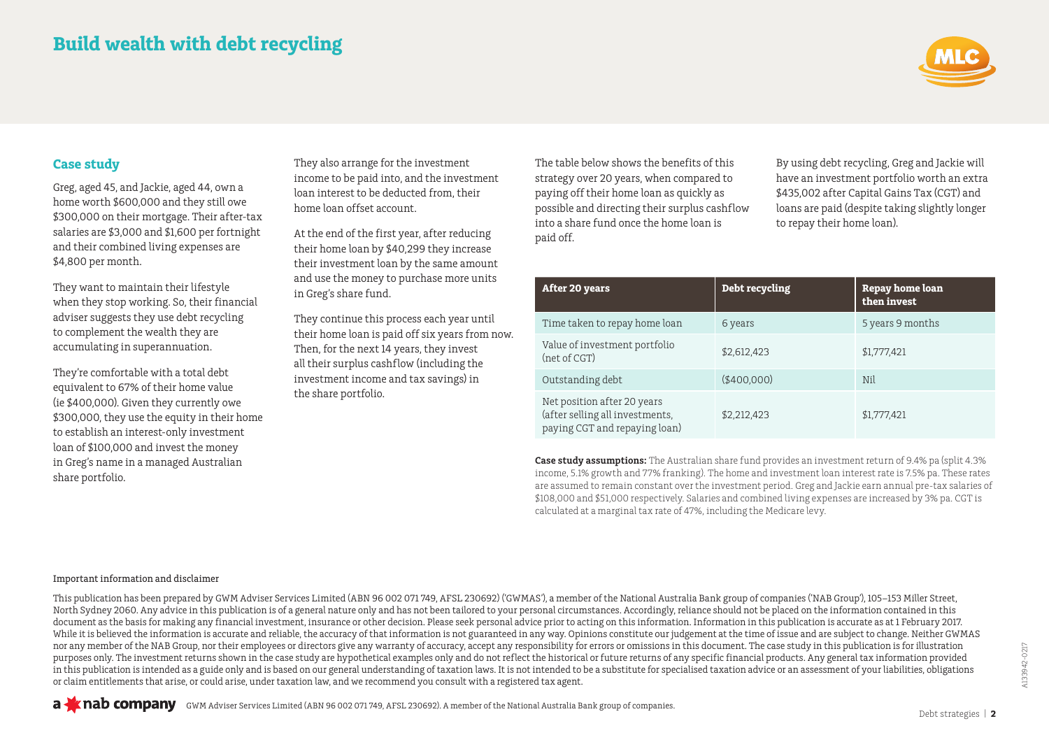# Build wealth with debt recycling

## Case study

Greg, aged 45, and Jackie, aged 44, own a home worth $600,000 and they still owe $300,000 on their mortgage. Their after-tax salaries are $3,000 and $1,600 per fortnight and their combined living expenses are $4,800 per month.

They want to maintain their lifestyle when they stop working. So, their financial adviser suggests they use debt recycling to complement the wealth they are accumulating in superannuation.

They're comfortable with a total debt equivalent to 67% of their home value (ie $400,000). Given they currently owe $300,000, they use the equity in their home to establish an interest-only investment loan of $100,000 and invest the money in Greg's name in a managed Australian share portfolio.

They also arrange for the investment income to be paid into, and the investment loan interest to be deducted from, their home loan offset account.

At the end of the first year, after reducing their home loan by $40,299 they increase their investment loan by the same amount and use the money to purchase more units in Greg's share fund.

They continue this process each year until their home loan is paid off six years from now. Then, for the next 14 years, they invest all their surplus cashflow (including the investment income and tax savings) in the share portfolio.

The table below shows the benefits of this strategy over 20 years, when compared to paying off their home loan as quickly as possible and directing their surplus cashflow into a share fund once the home loan is paid off.

By using debt recycling, Greg and Jackie will have an investment portfolio worth an extra $435,002 after Capital Gains Tax (CGT) and loans are paid (despite taking slightly longer to repay their home loan).

| After 20 years | Debt recycling | Repay home loan then invest |
|---|---|---|
| Time taken to repay home loan | 6 years | 5 years 9 months |
| Value of investment portfolio (net of CGT) | $2,612,423 | $1,777,421 |
| Outstanding debt | ($400,000) | Nil |
| Net position after 20 years (after selling all investments, paying CGT and repaying loan) | $2,212,423 | $1,777,421 |

**Case study assumptions:** The Australian share fund provides an investment return of 9.4% pa (split 4.3% income, 5.1% growth and 77% franking). The home and investment loan interest rate is 7.5% pa. These rates are assumed to remain constant over the investment period. Greg and Jackie earn annual pre-tax salaries of $108,000 and $51,000 respectively. Salaries and combined living expenses are increased by 3% pa. CGT is calculated at a marginal tax rate of 47%, including the Medicare levy.

**Important information and disclaimer**

This publication has been prepared by GWM Adviser Services Limited (ABN 96 002 071 749, AFSL 230692) ('GWMAS'), a member of the National Australia Bank group of companies ('NAB Group'), 105–153 Miller Street, North Sydney 2060. Any advice in this publication is of a general nature only and has not been tailored to your personal circumstances. Accordingly, reliance should not be placed on the information contained in this document as the basis for making any financial investment, insurance or other decision. Please seek personal advice prior to acting on this information. Information in this publication is accurate as at 1 February 2017. While it is believed the information is accurate and reliable, the accuracy of that information is not guaranteed in any way. Opinions constitute our judgement at the time of issue and are subject to change. Neither GWMAS nor any member of the NAB Group, nor their employees or directors give any warranty of accuracy, accept any responsibility for errors or omissions in this document. The case study in this publication is for illustration purposes only. The investment returns shown in the case study are hypothetical examples only and do not reflect the historical or future returns of any specific financial products. Any general tax information provided in this publication is intended as a guide only and is based on our general understanding of taxation laws. It is not intended to be a substitute for specialised taxation advice or an assessment of your liabilities, obligations or claim entitlements that arise, or could arise, under taxation law, and we recommend you consult with a registered tax agent.

a nab company GWM Adviser Services Limited (ABN 96 002 071 749, AFSL 230692). A member of the National Australia Bank group of companies.

A133942-0217